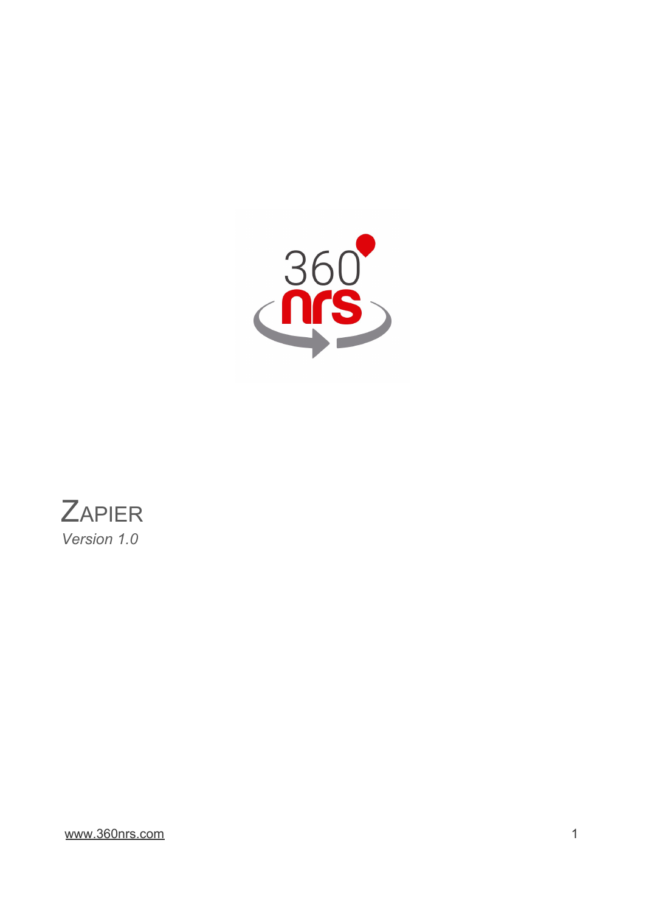# ZAPIER

*Version 1.0*

www.360nrs.com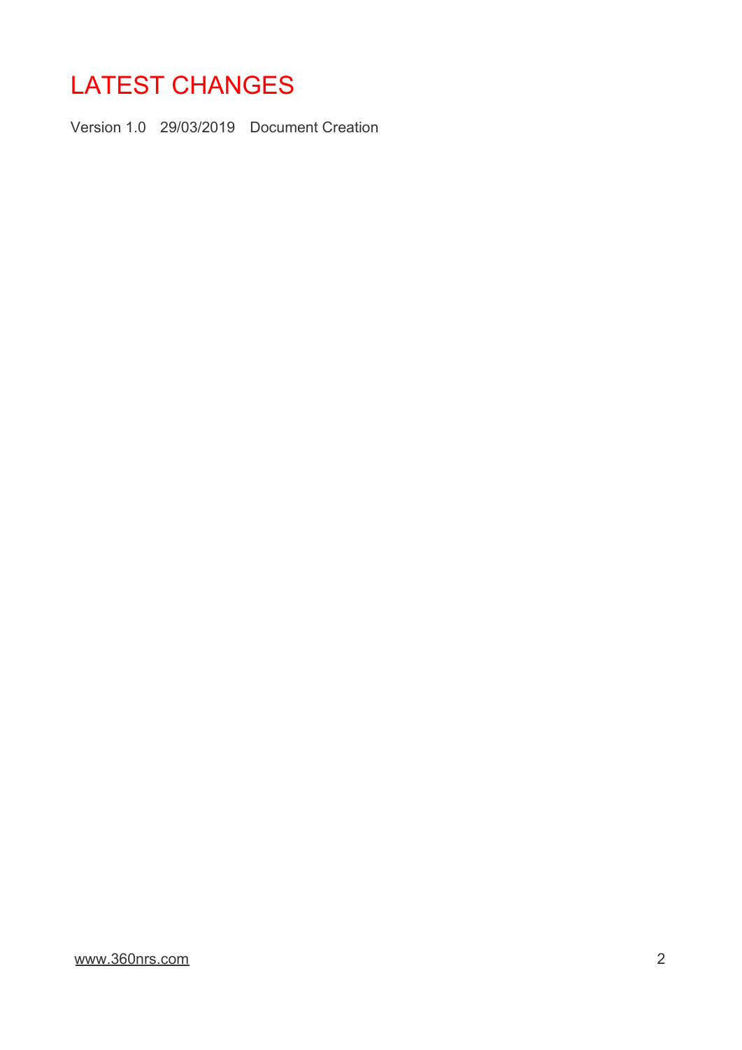# LATEST CHANGES

Version 1.0 29/03/2019 Document Creation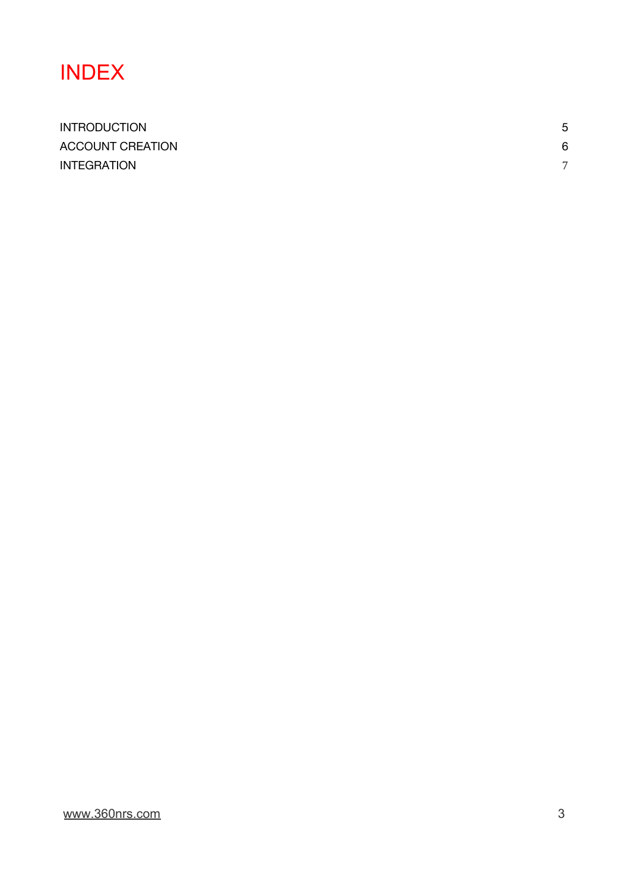# INDEX

| | |
|---|---|
| INTRODUCTION | 5 |
| ACCOUNT CREATION | 6 |
| INTEGRATION | 7 |

www.360nrs.com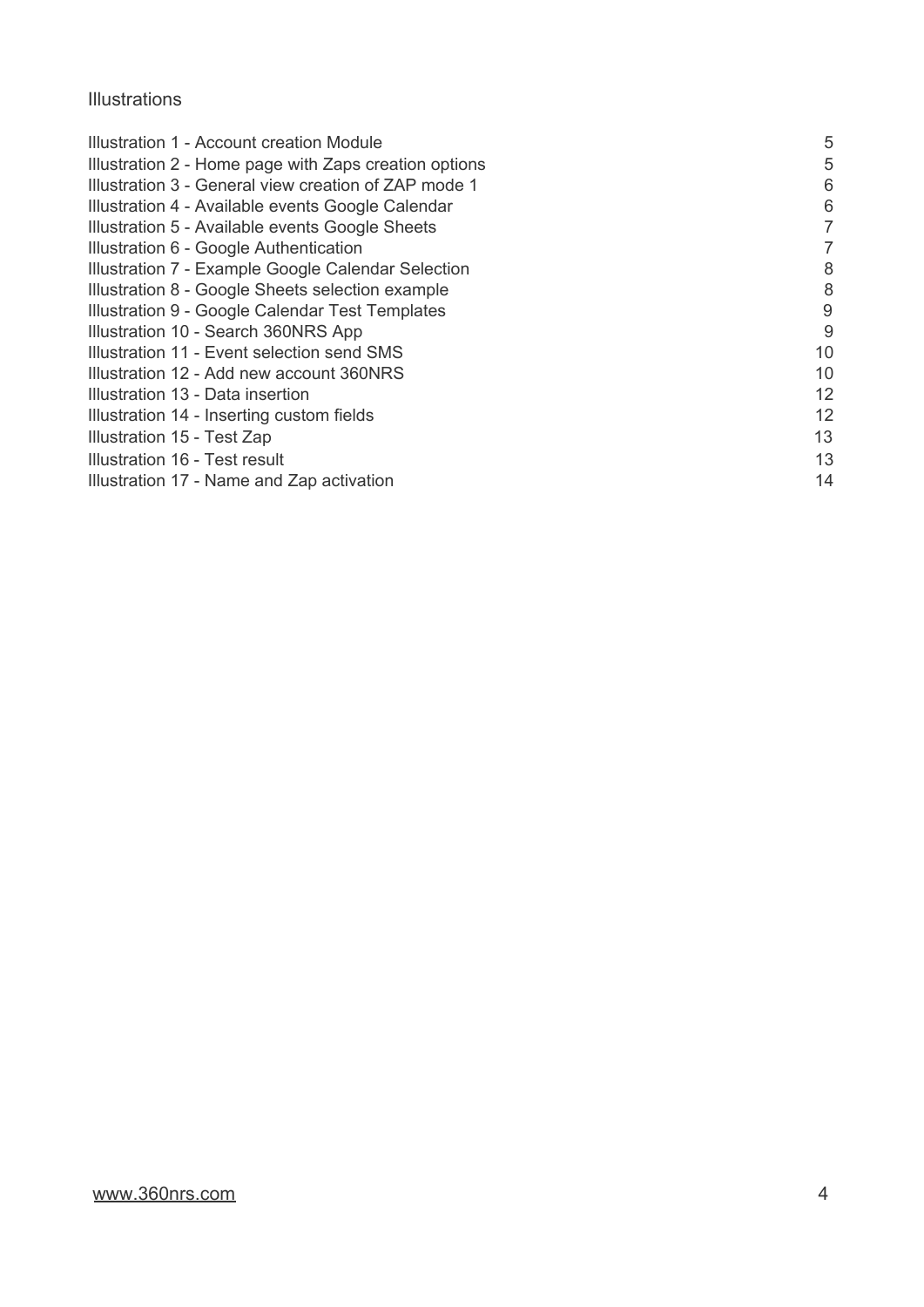## Illustrations

| | |
|---|---|
| Illustration 1 - Account creation Module | 5 |
| Illustration 2 - Home page with Zaps creation options | 5 |
| Illustration 3 - General view creation of ZAP mode 1 | 6 |
| Illustration 4 - Available events Google Calendar | 6 |
| Illustration 5 - Available events Google Sheets | 7 |
| Illustration 6 - Google Authentication | 7 |
| Illustration 7 - Example Google Calendar Selection | 8 |
| Illustration 8 - Google Sheets selection example | 8 |
| Illustration 9 - Google Calendar Test Templates | 9 |
| Illustration 10 - Search 360NRS App | 9 |
| Illustration 11 - Event selection send SMS | 10 |
| Illustration 12 - Add new account 360NRS | 10 |
| Illustration 13 - Data insertion | 12 |
| Illustration 14 - Inserting custom fields | 12 |
| Illustration 15 - Test Zap | 13 |
| Illustration 16 - Test result | 13 |
| Illustration 17 - Name and Zap activation | 14 |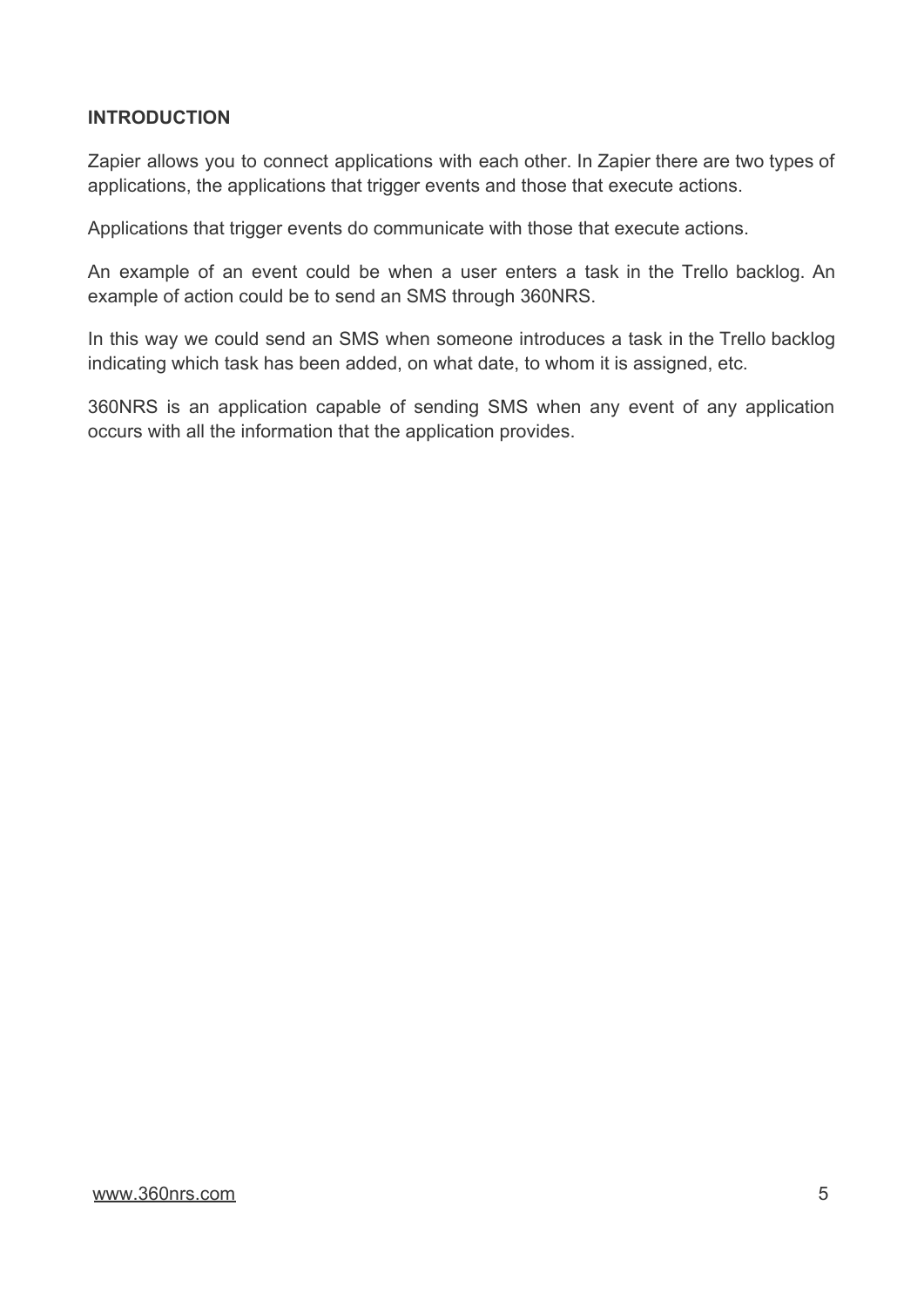## INTRODUCTION

Zapier allows you to connect applications with each other. In Zapier there are two types of applications, the applications that trigger events and those that execute actions.

Applications that trigger events do communicate with those that execute actions.

An example of an event could be when a user enters a task in the Trello backlog. An example of action could be to send an SMS through 360NRS.

In this way we could send an SMS when someone introduces a task in the Trello backlog indicating which task has been added, on what date, to whom it is assigned, etc.

360NRS is an application capable of sending SMS when any event of any application occurs with all the information that the application provides.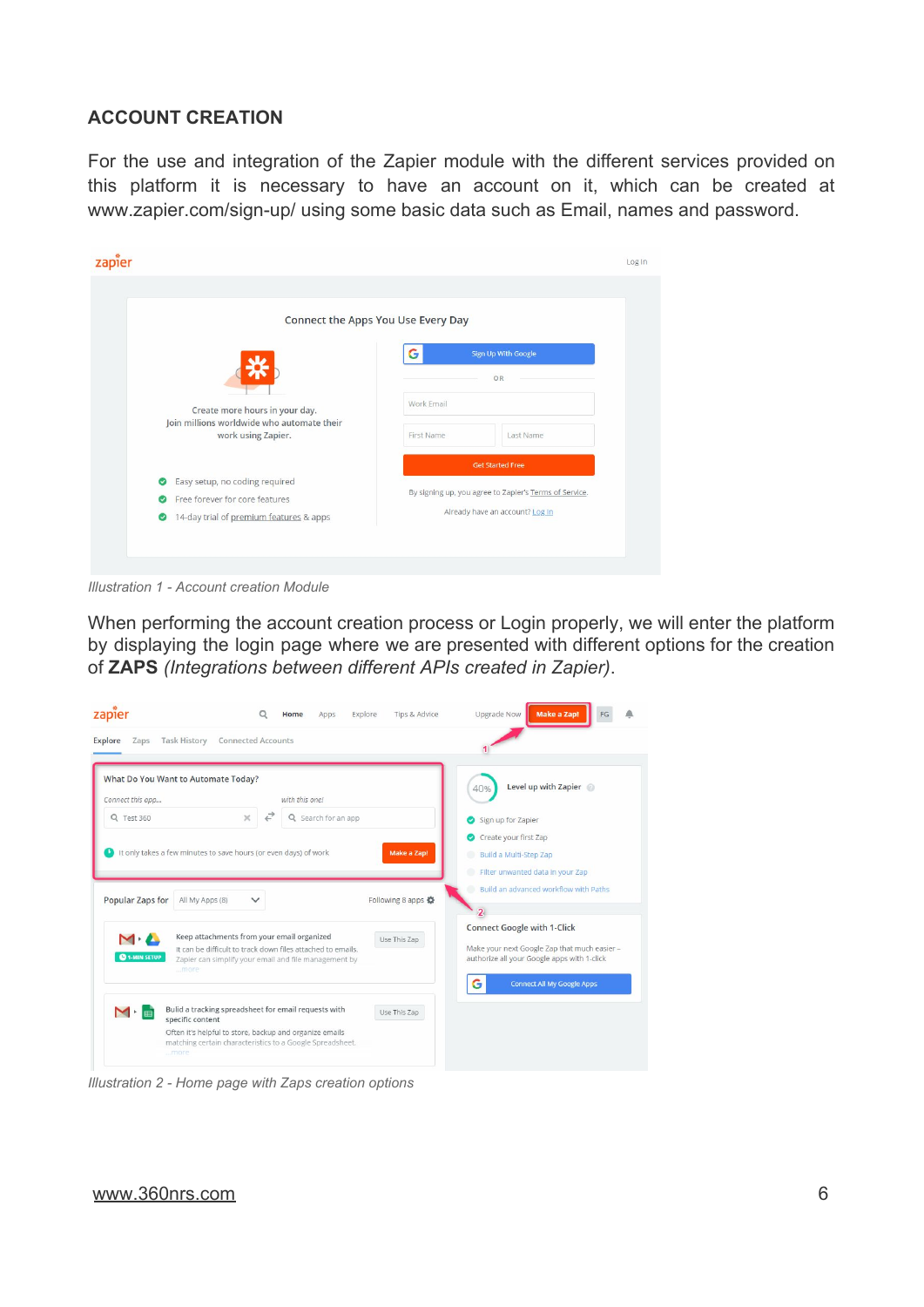## ACCOUNT CREATION

For the use and integration of the Zapier module with the different services provided on this platform it is necessary to have an account on it, which can be created at www.zapier.com/sign-up/ using some basic data such as Email, names and password.

*Illustration 1 - Account creation Module*

When performing the account creation process or Login properly, we will enter the platform by displaying the login page where we are presented with different options for the creation of **ZAPS** *(Integrations between different APIs created in Zapier)*.

*Illustration 2 - Home page with Zaps creation options*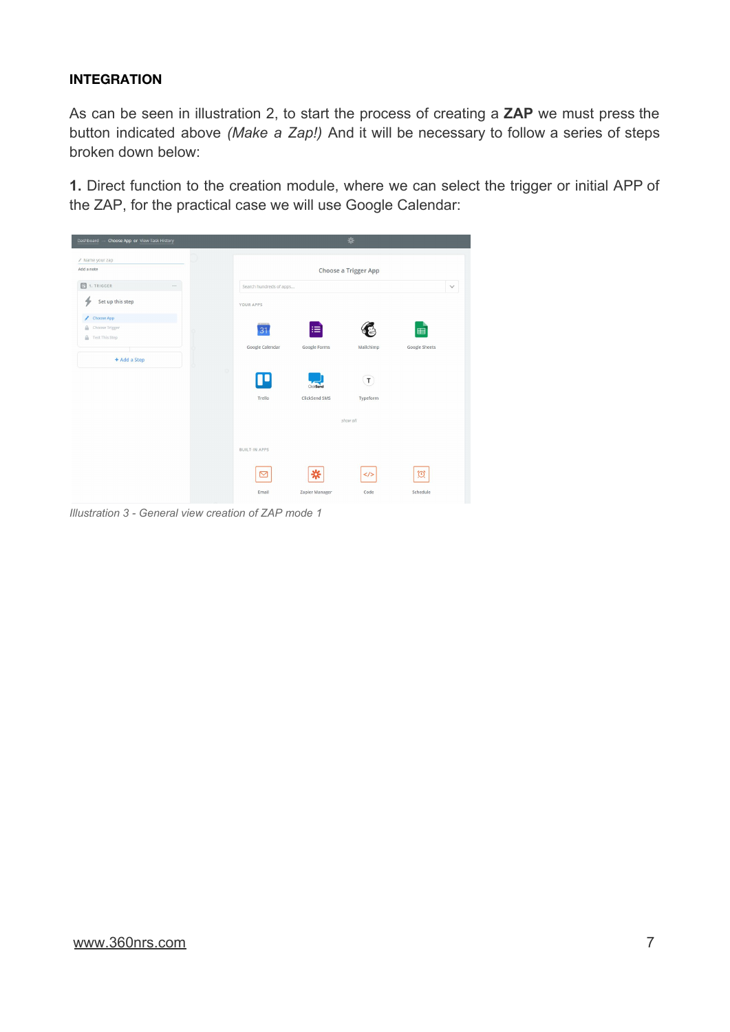## INTEGRATION

As can be seen in illustration 2, to start the process of creating a **ZAP** we must press the button indicated above *(Make a Zap!)* And it will be necessary to follow a series of steps broken down below:

**1.** Direct function to the creation module, where we can select the trigger or initial APP of the ZAP, for the practical case we will use Google Calendar:

*Illustration 3 - General view creation of ZAP mode 1*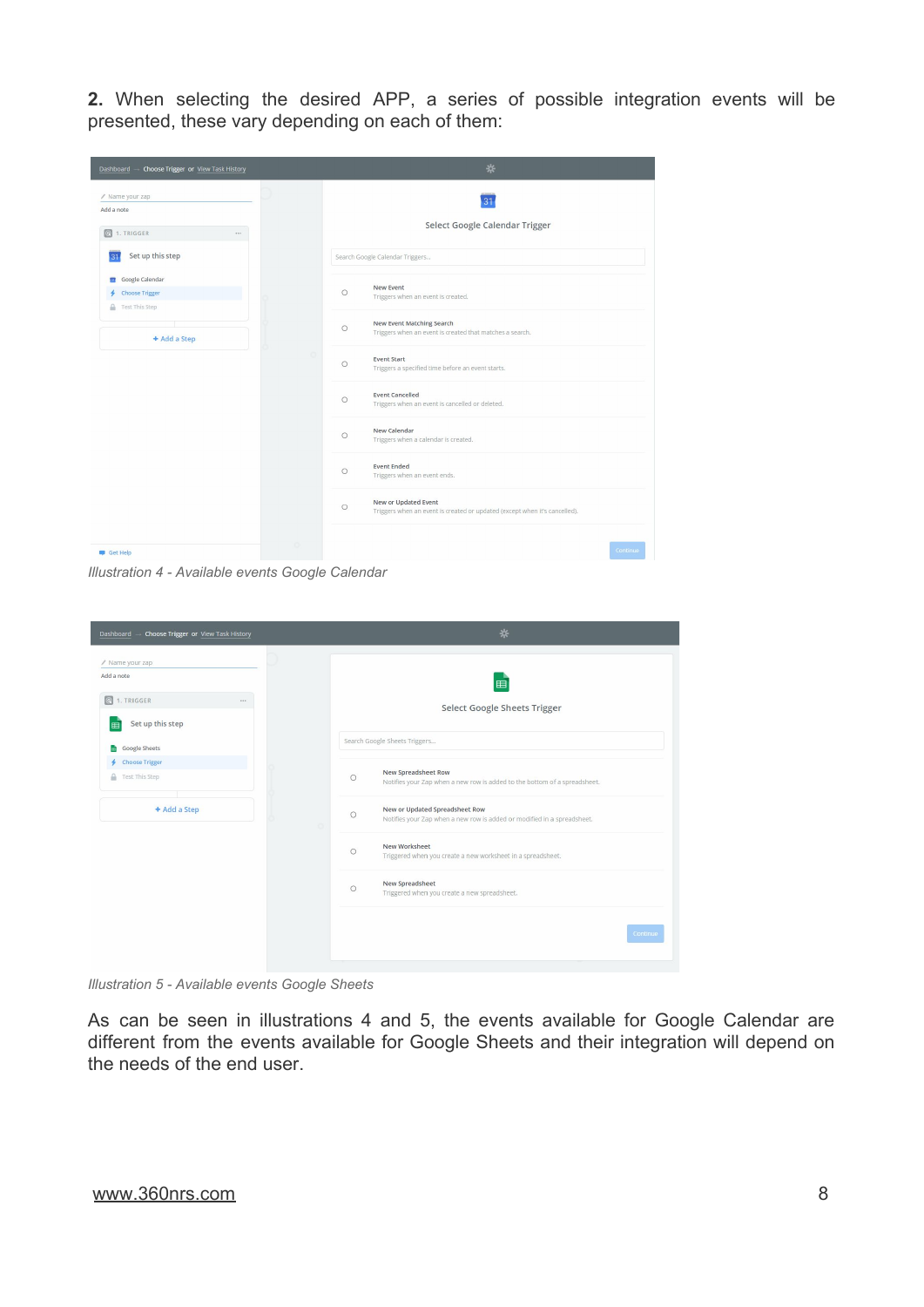**2.** When selecting the desired APP, a series of possible integration events will be presented, these vary depending on each of them:

*Illustration 4 - Available events Google Calendar*

*Illustration 5 - Available events Google Sheets*

As can be seen in illustrations 4 and 5, the events available for Google Calendar are different from the events available for Google Sheets and their integration will depend on the needs of the end user.

www.360nrs.com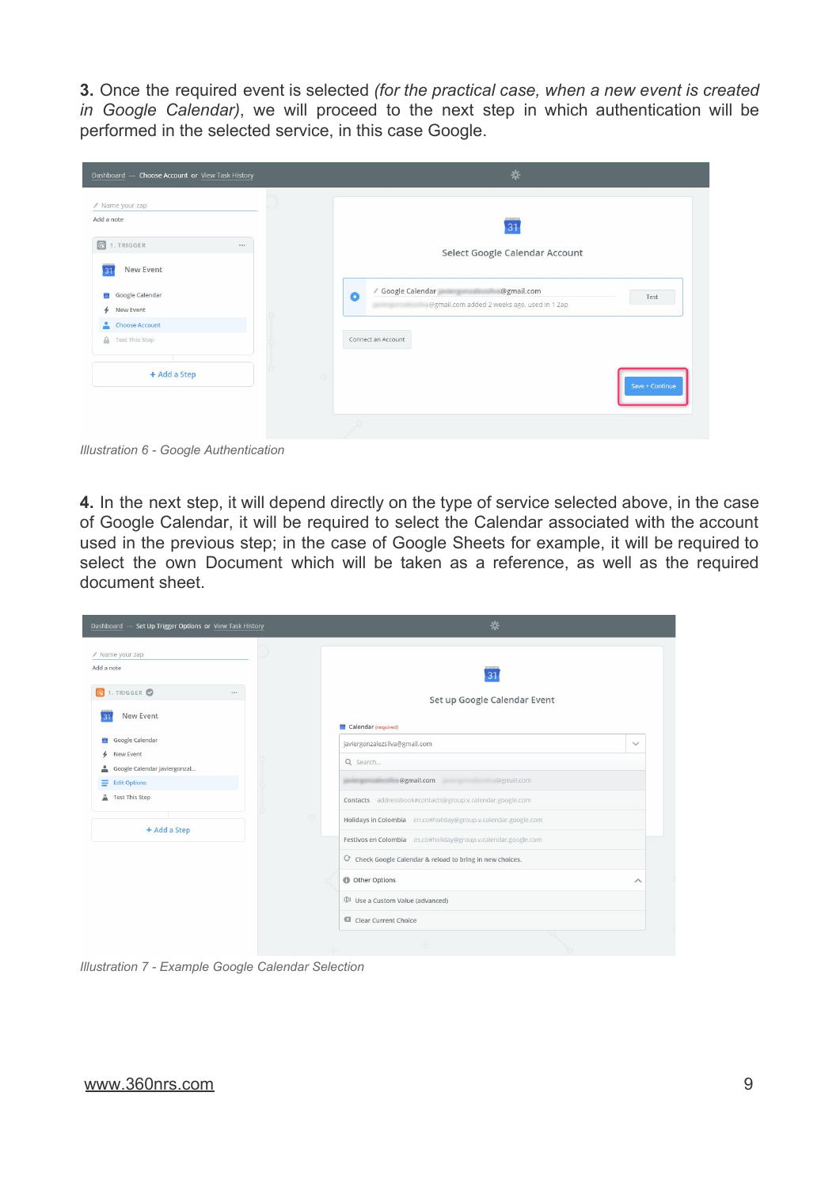**3.** Once the required event is selected *(for the practical case, when a new event is created in Google Calendar)*, we will proceed to the next step in which authentication will be performed in the selected service, in this case Google.

*Illustration 6 - Google Authentication*

**4.** In the next step, it will depend directly on the type of service selected above, in the case of Google Calendar, it will be required to select the Calendar associated with the account used in the previous step; in the case of Google Sheets for example, it will be required to select the own Document which will be taken as a reference, as well as the required document sheet.

*Illustration 7 - Example Google Calendar Selection*

www.360nrs.com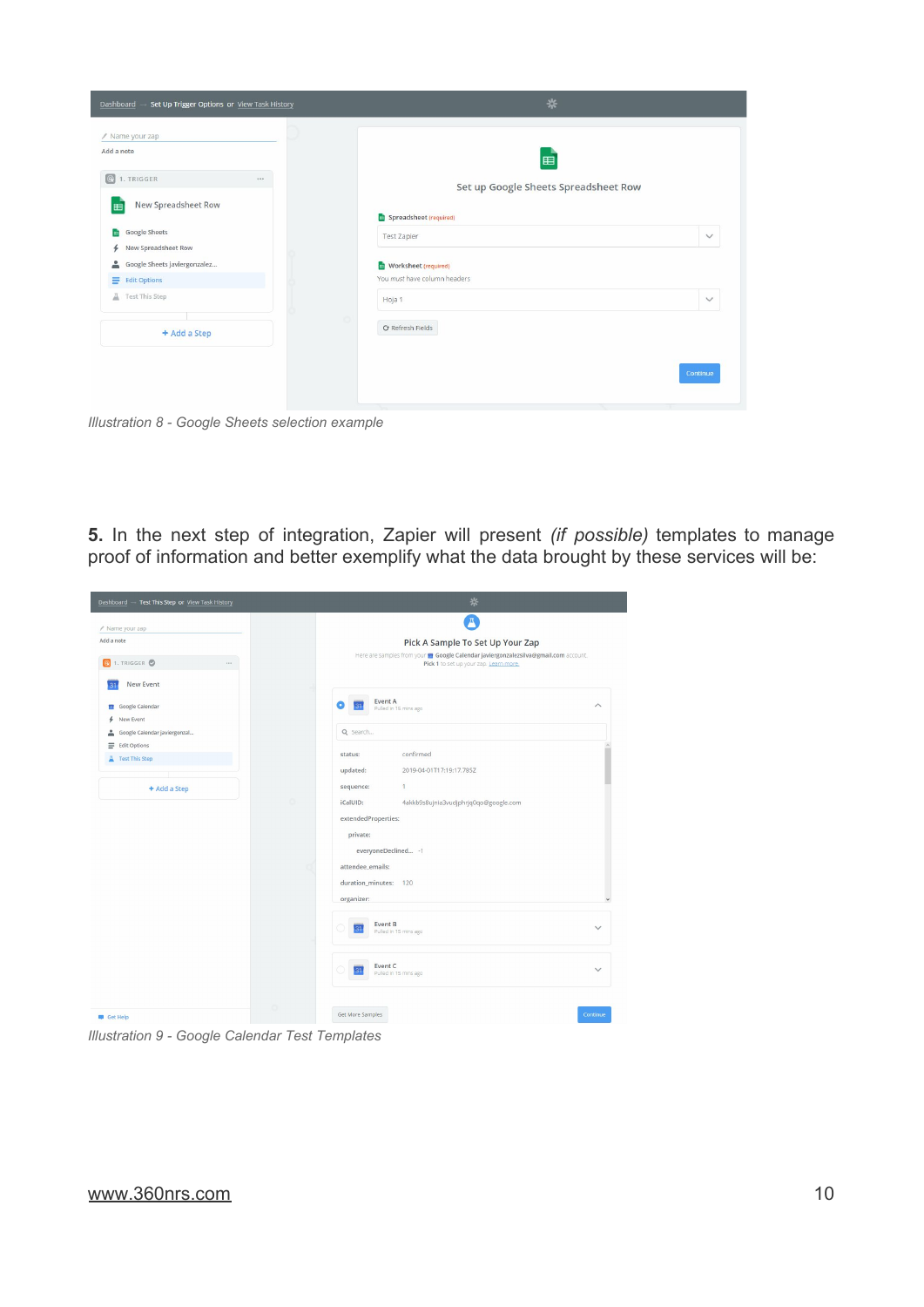*Illustration 8 - Google Sheets selection example*

**5.** In the next step of integration, Zapier will present *(if possible)* templates to manage proof of information and better exemplify what the data brought by these services will be:

*Illustration 9 - Google Calendar Test Templates*

www.360nrs.com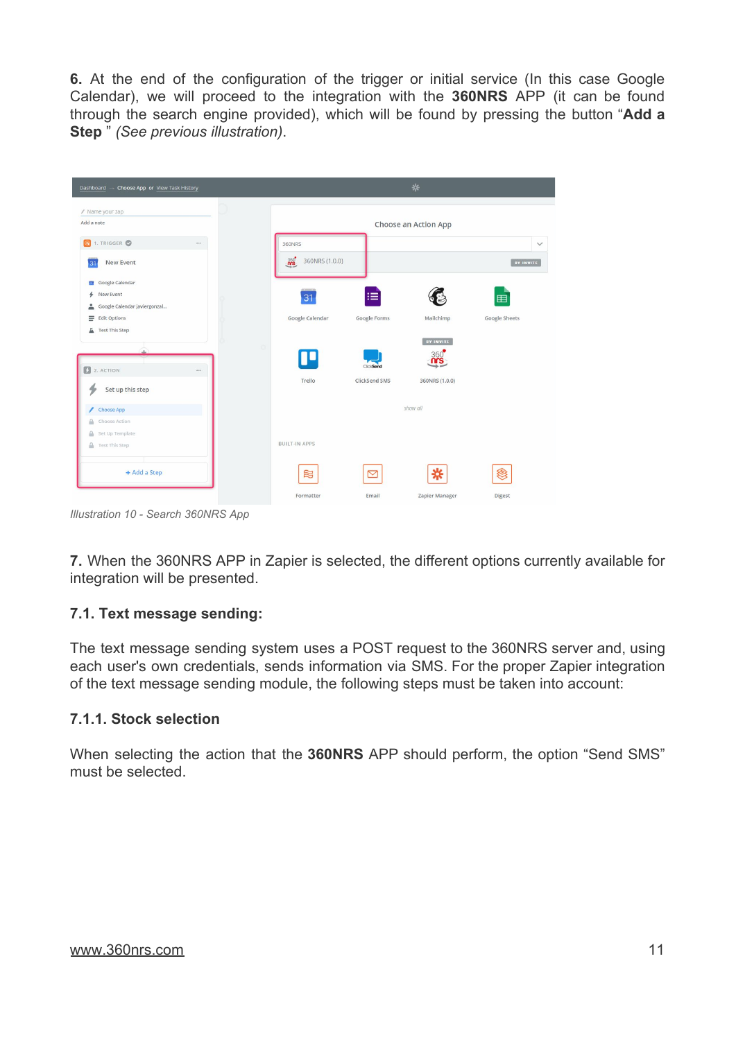**6.** At the end of the configuration of the trigger or initial service (In this case Google Calendar), we will proceed to the integration with the **360NRS** APP (it can be found through the search engine provided), which will be found by pressing the button "**Add a Step** " *(See previous illustration)*.

*Illustration 10 - Search 360NRS App*

**7.** When the 360NRS APP in Zapier is selected, the different options currently available for integration will be presented.

### 7.1. Text message sending:

The text message sending system uses a POST request to the 360NRS server and, using each user's own credentials, sends information via SMS. For the proper Zapier integration of the text message sending module, the following steps must be taken into account:

#### 7.1.1. Stock selection

When selecting the action that the **360NRS** APP should perform, the option "Send SMS" must be selected.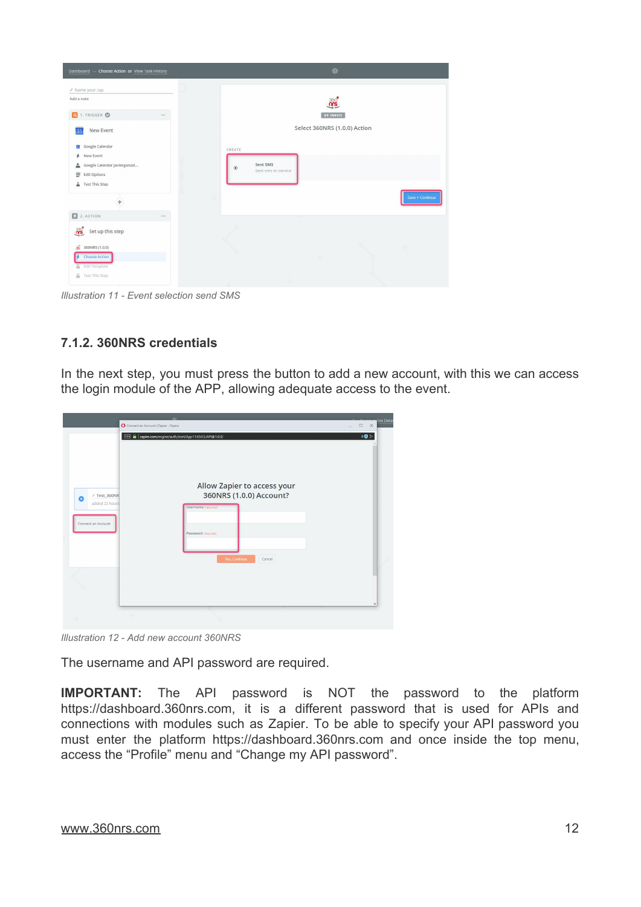*Illustration 11 - Event selection send SMS*

### 7.1.2. 360NRS credentials

In the next step, you must press the button to add a new account, with this we can access the login module of the APP, allowing adequate access to the event.

*Illustration 12 - Add new account 360NRS*

The username and API password are required.

**IMPORTANT:** The API password is NOT the password to the platform https://dashboard.360nrs.com, it is a different password that is used for APIs and connections with modules such as Zapier. To be able to specify your API password you must enter the platform https://dashboard.360nrs.com and once inside the top menu, access the "Profile" menu and "Change my API password".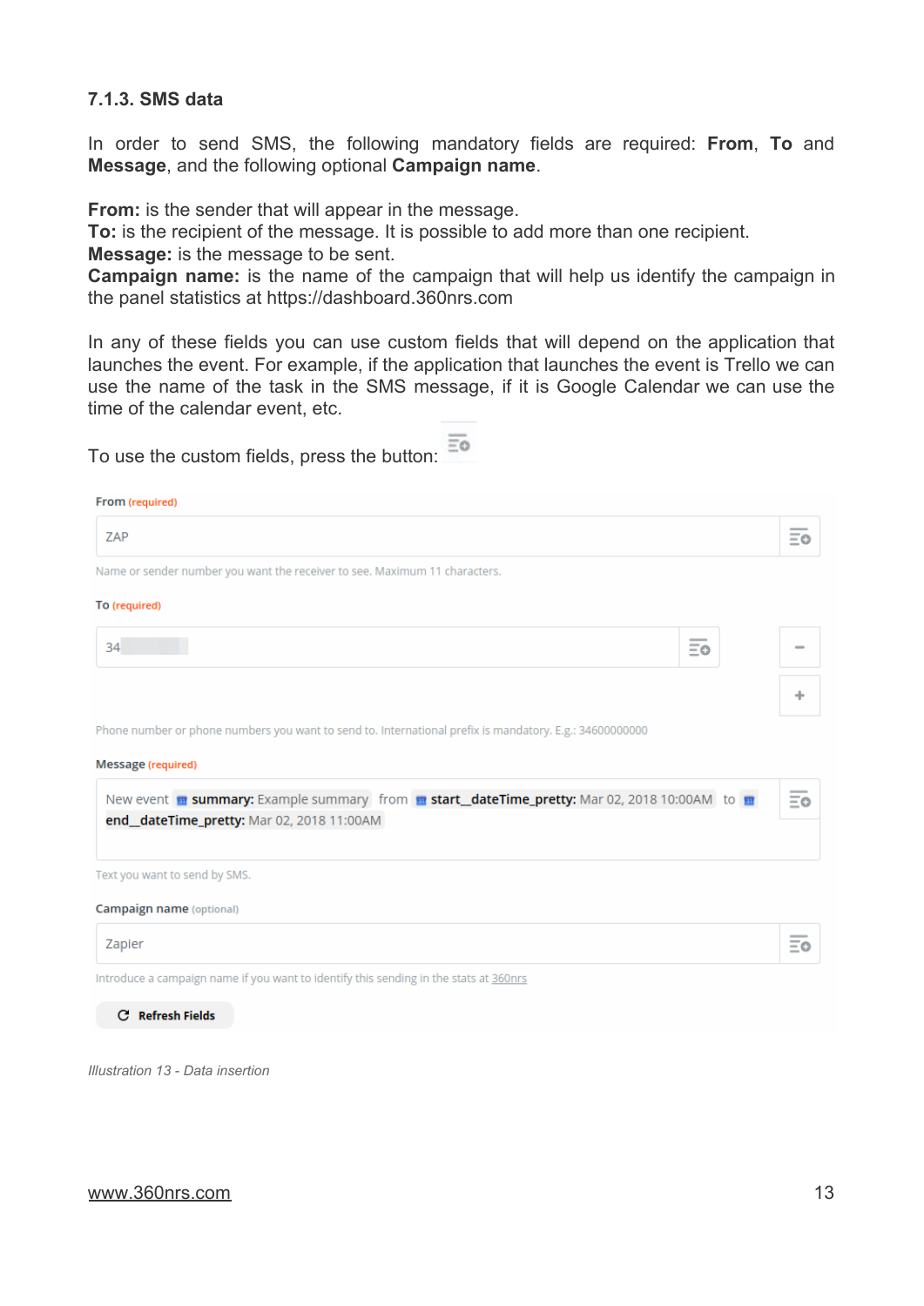### 7.1.3. SMS data

In order to send SMS, the following mandatory fields are required: **From**, **To** and **Message**, and the following optional **Campaign name**.

**From:** is the sender that will appear in the message.
**To:** is the recipient of the message. It is possible to add more than one recipient.
**Message:** is the message to be sent.
**Campaign name:** is the name of the campaign that will help us identify the campaign in the panel statistics at https://dashboard.360nrs.com

In any of these fields you can use custom fields that will depend on the application that launches the event. For example, if the application that launches the event is Trello we can use the name of the task in the SMS message, if it is Google Calendar we can use the time of the calendar event, etc.

To use the custom fields, press the button:

From (required)

ZAP

Name or sender number you want the receiver to see. Maximum 11 characters.

To (required)

34

Phone number or phone numbers you want to send to. International prefix is mandatory. E.g.: 34600000000

Message (required)

New event **summary:** Example summary from **start_dateTime_pretty:** Mar 02, 2018 10:00AM to **end_dateTime_pretty:** Mar 02, 2018 11:00AM

Text you want to send by SMS.

Campaign name (optional)

Zapier

Introduce a campaign name if you want to identify this sending in the stats at 360nrs

Refresh Fields

*Illustration 13 - Data insertion*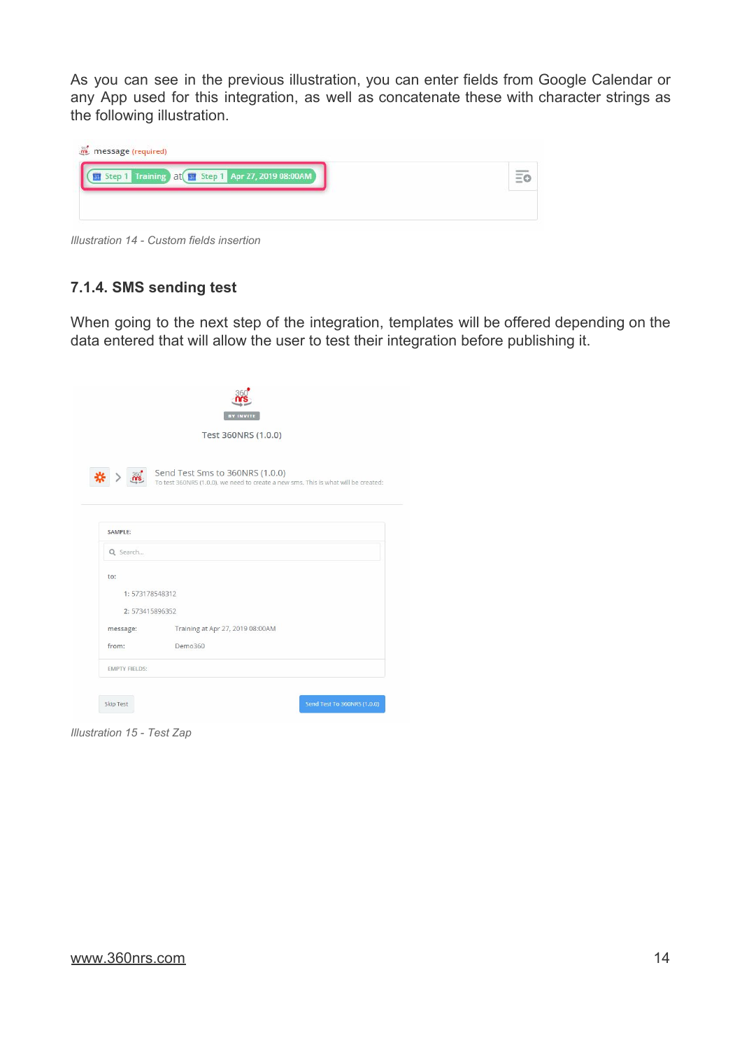As you can see in the previous illustration, you can enter fields from Google Calendar or any App used for this integration, as well as concatenate these with character strings as the following illustration.

*Illustration 14 - Custom fields insertion*

### 7.1.4. SMS sending test

When going to the next step of the integration, templates will be offered depending on the data entered that will allow the user to test their integration before publishing it.

*Illustration 15 - Test Zap*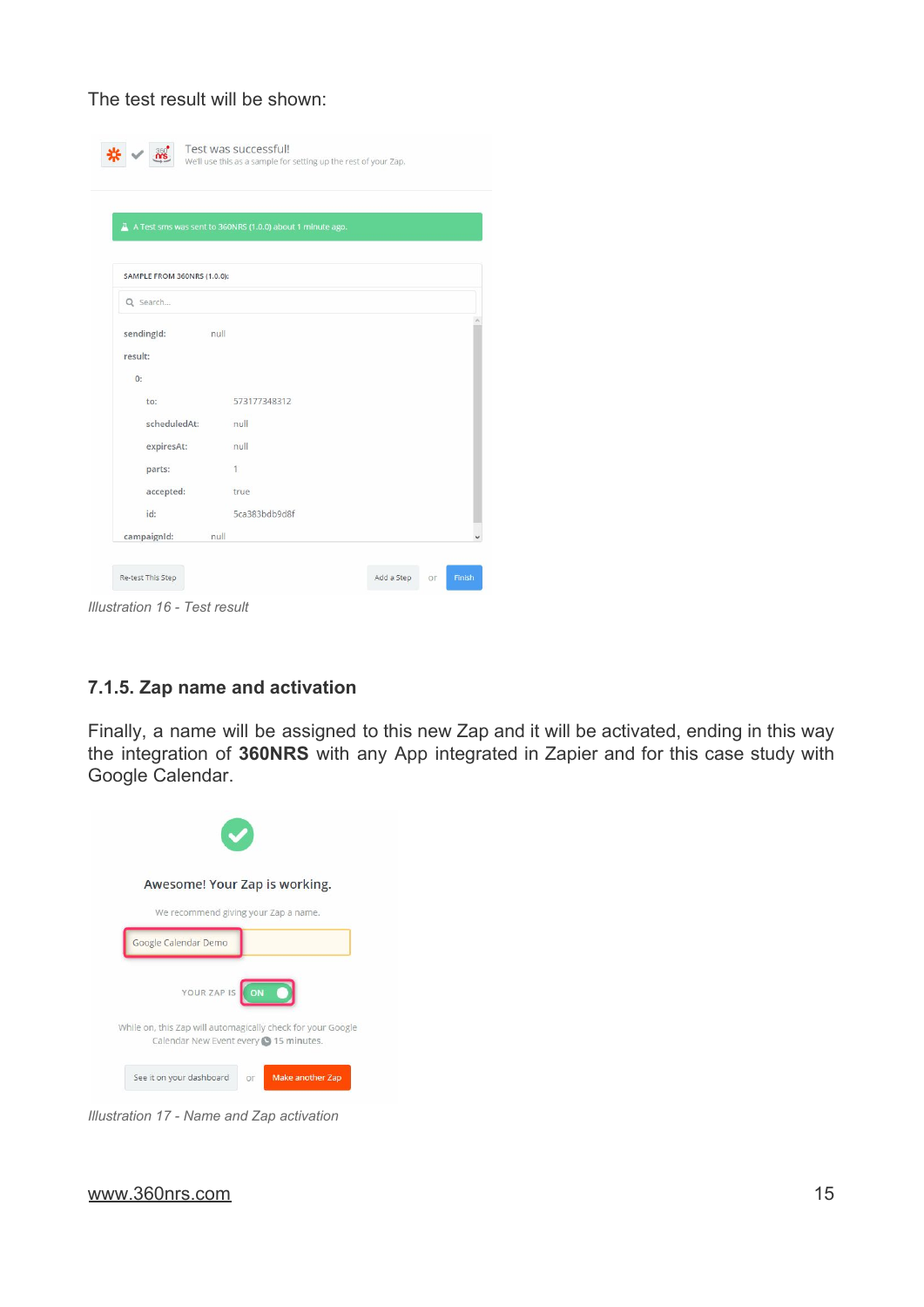The test result will be shown:

Illustration 16 - Test result

### 7.1.5. Zap name and activation

Finally, a name will be assigned to this new Zap and it will be activated, ending in this way the integration of **360NRS** with any App integrated in Zapier and for this case study with Google Calendar.

Illustration 17 - Name and Zap activation